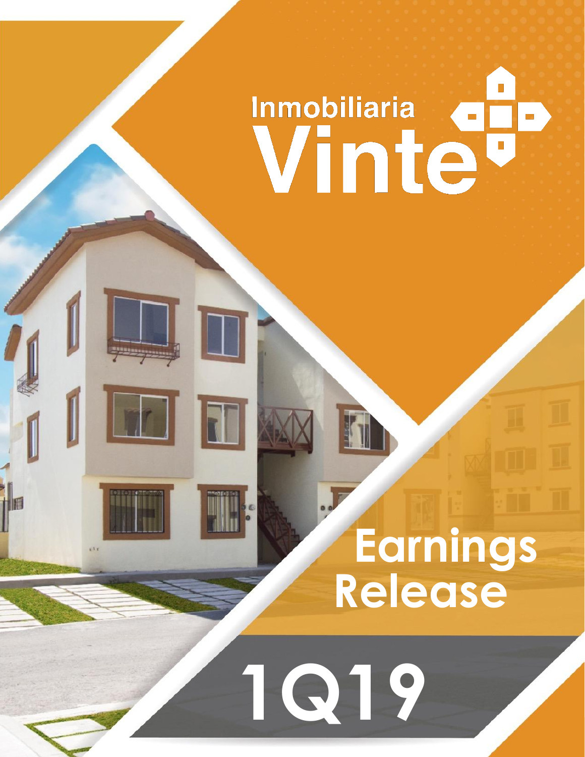Inmobiliaria

# Vinte

# Earnings Release

# 1Q19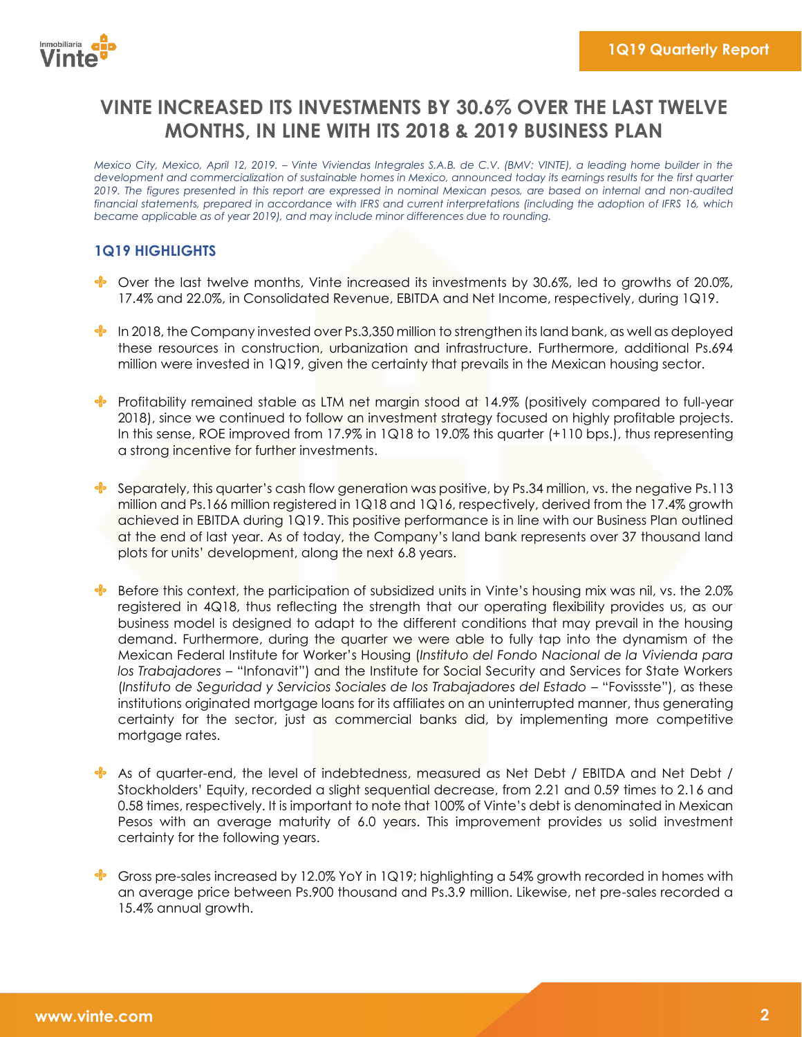# VINTE INCREASED ITS INVESTMENTS BY 30.6% OVER THE LAST TWELVE MONTHS, IN LINE WITH ITS 2018 & 2019 BUSINESS PLAN

*Mexico City, Mexico, April 12, 2019. – Vinte Viviendas Integrales S.A.B. de C.V. (BMV: VINTE), a leading home builder in the development and commercialization of sustainable homes in Mexico, announced today its earnings results for the first quarter 2019. The figures presented in this report are expressed in nominal Mexican pesos, are based on internal and non-audited financial statements, prepared in accordance with IFRS and current interpretations (including the adoption of IFRS 16, which became applicable as of year 2019), and may include minor differences due to rounding.*

## 1Q19 HIGHLIGHTS

- Over the last twelve months, Vinte increased its investments by 30.6%, led to growths of 20.0%, 17.4% and 22.0%, in Consolidated Revenue, EBITDA and Net Income, respectively, during 1Q19.

- In 2018, the Company invested over Ps.3,350 million to strengthen its land bank, as well as deployed these resources in construction, urbanization and infrastructure. Furthermore, additional Ps.694 million were invested in 1Q19, given the certainty that prevails in the Mexican housing sector.

- Profitability remained stable as LTM net margin stood at 14.9% (positively compared to full-year 2018), since we continued to follow an investment strategy focused on highly profitable projects. In this sense, ROE improved from 17.9% in 1Q18 to 19.0% this quarter (+110 bps.), thus representing a strong incentive for further investments.

- Separately, this quarter's cash flow generation was positive, by Ps.34 million, vs. the negative Ps.113 million and Ps.166 million registered in 1Q18 and 1Q16, respectively, derived from the 17.4% growth achieved in EBITDA during 1Q19. This positive performance is in line with our Business Plan outlined at the end of last year. As of today, the Company's land bank represents over 37 thousand land plots for units' development, along the next 6.8 years.

- Before this context, the participation of subsidized units in Vinte's housing mix was nil, vs. the 2.0% registered in 4Q18, thus reflecting the strength that our operating flexibility provides us, as our business model is designed to adapt to the different conditions that may prevail in the housing demand. Furthermore, during the quarter we were able to fully tap into the dynamism of the Mexican Federal Institute for Worker's Housing (*Instituto del Fondo Nacional de la Vivienda para los Trabajadores* – "Infonavit") and the Institute for Social Security and Services for State Workers (*Instituto de Seguridad y Servicios Sociales de los Trabajadores del Estado* – "Fovissste"), as these institutions originated mortgage loans for its affiliates on an uninterrupted manner, thus generating certainty for the sector, just as commercial banks did, by implementing more competitive mortgage rates.

- As of quarter-end, the level of indebtedness, measured as Net Debt / EBITDA and Net Debt / Stockholders' Equity, recorded a slight sequential decrease, from 2.21 and 0.59 times to 2.16 and 0.58 times, respectively. It is important to note that 100% of Vinte's debt is denominated in Mexican Pesos with an average maturity of 6.0 years. This improvement provides us solid investment certainty for the following years.

- Gross pre-sales increased by 12.0% YoY in 1Q19; highlighting a 54% growth recorded in homes with an average price between Ps.900 thousand and Ps.3.9 million. Likewise, net pre-sales recorded a 15.4% annual growth.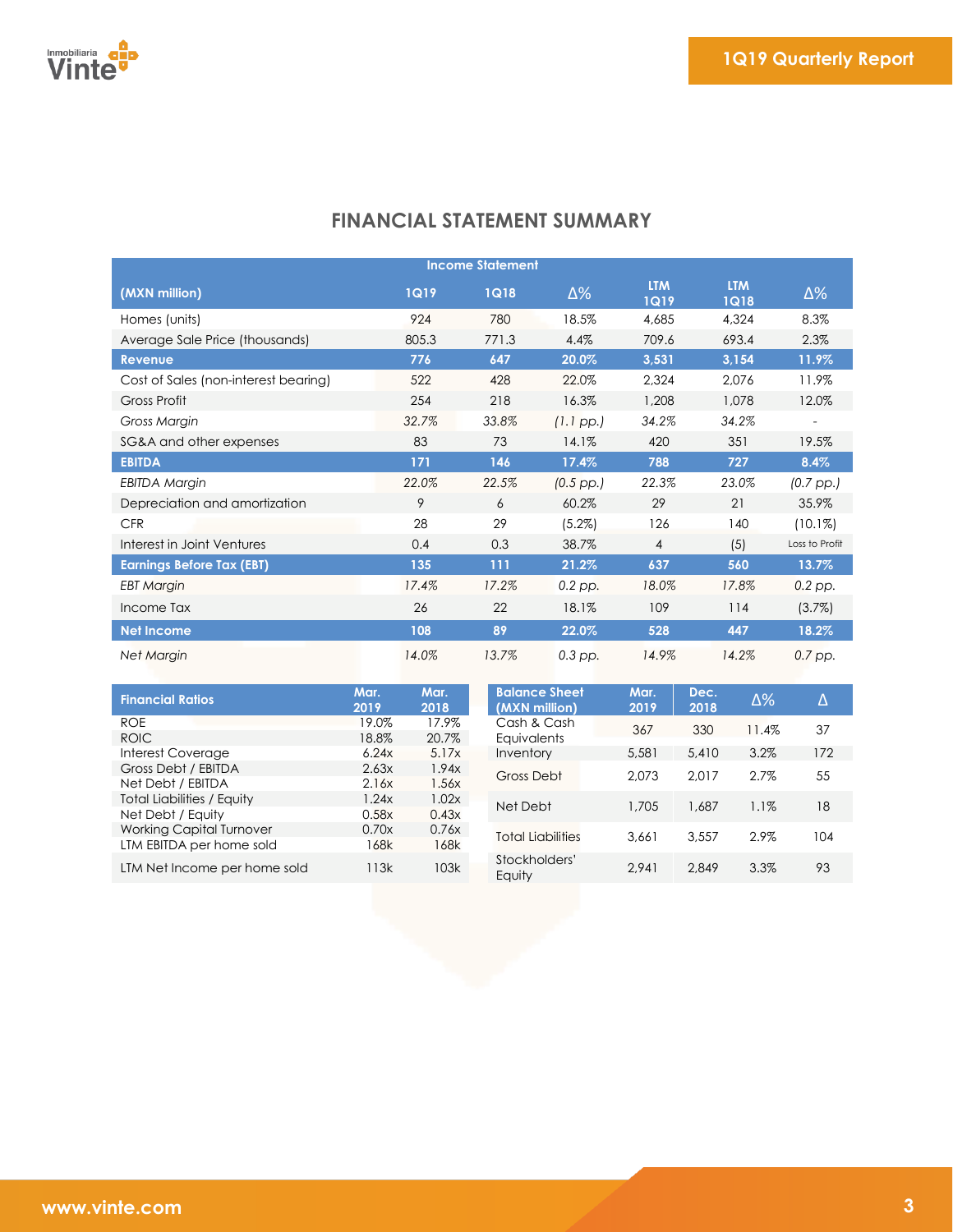## FINANCIAL STATEMENT SUMMARY

| Income Statement | | | | | | |
|---|---|---|---|---|---|---|
| **(MXN million)** | **1Q19** | **1Q18** | **Δ%** | **LTM 1Q19** | **LTM 1Q18** | **Δ%** |
| Homes (units) | 924 | 780 | 18.5% | 4,685 | 4,324 | 8.3% |
| Average Sale Price (thousands) | 805.3 | 771.3 | 4.4% | 709.6 | 693.4 | 2.3% |
| **Revenue** | **776** | **647** | **20.0%** | **3,531** | **3,154** | **11.9%** |
| Cost of Sales (non-interest bearing) | 522 | 428 | 22.0% | 2,324 | 2,076 | 11.9% |
| Gross Profit | 254 | 218 | 16.3% | 1,208 | 1,078 | 12.0% |
| *Gross Margin* | *32.7%* | *33.8%* | *(1.1 pp.)* | *34.2%* | *34.2%* | - |
| SG&A and other expenses | 83 | 73 | 14.1% | 420 | 351 | 19.5% |
| **EBITDA** | **171** | **146** | **17.4%** | **788** | **727** | **8.4%** |
| *EBITDA Margin* | *22.0%* | *22.5%* | *(0.5 pp.)* | *22.3%* | *23.0%* | *(0.7 pp.)* |
| Depreciation and amortization | 9 | 6 | 60.2% | 29 | 21 | 35.9% |
| CFR | 28 | 29 | (5.2%) | 126 | 140 | (10.1%) |
| Interest in Joint Ventures | 0.4 | 0.3 | 38.7% | 4 | (5) | Loss to Profit |
| **Earnings Before Tax (EBT)** | **135** | **111** | **21.2%** | **637** | **560** | **13.7%** |
| *EBT Margin* | *17.4%* | *17.2%* | *0.2 pp.* | *18.0%* | *17.8%* | *0.2 pp.* |
| Income Tax | 26 | 22 | 18.1% | 109 | 114 | (3.7%) |
| **Net Income** | **108** | **89** | **22.0%** | **528** | **447** | **18.2%** |
| *Net Margin* | *14.0%* | *13.7%* | *0.3 pp.* | *14.9%* | *14.2%* | *0.7 pp.* |

| Financial Ratios | Mar. 2019 | Mar. 2018 |
|---|---|---|
| ROE | 19.0% | 17.9% |
| ROIC | 18.8% | 20.7% |
| Interest Coverage | 6.24x | 5.17x |
| Gross Debt / EBITDA | 2.63x | 1.94x |
| Net Debt / EBITDA | 2.16x | 1.56x |
| Total Liabilities / Equity | 1.24x | 1.02x |
| Net Debt / Equity | 0.58x | 0.43x |
| Working Capital Turnover | 0.70x | 0.76x |
| LTM EBITDA per home sold | 168k | 168k |
| LTM Net Income per home sold | 113k | 103k |

| Balance Sheet (MXN million) | Mar. 2019 | Dec. 2018 | Δ% | Δ |
|---|---|---|---|---|
| Cash & Cash Equivalents | 367 | 330 | 11.4% | 37 |
| Inventory | 5,581 | 5,410 | 3.2% | 172 |
| Gross Debt | 2,073 | 2,017 | 2.7% | 55 |
| Net Debt | 1,705 | 1,687 | 1.1% | 18 |
| Total Liabilities | 3,661 | 3,557 | 2.9% | 104 |
| Stockholders' Equity | 2,941 | 2,849 | 3.3% | 93 |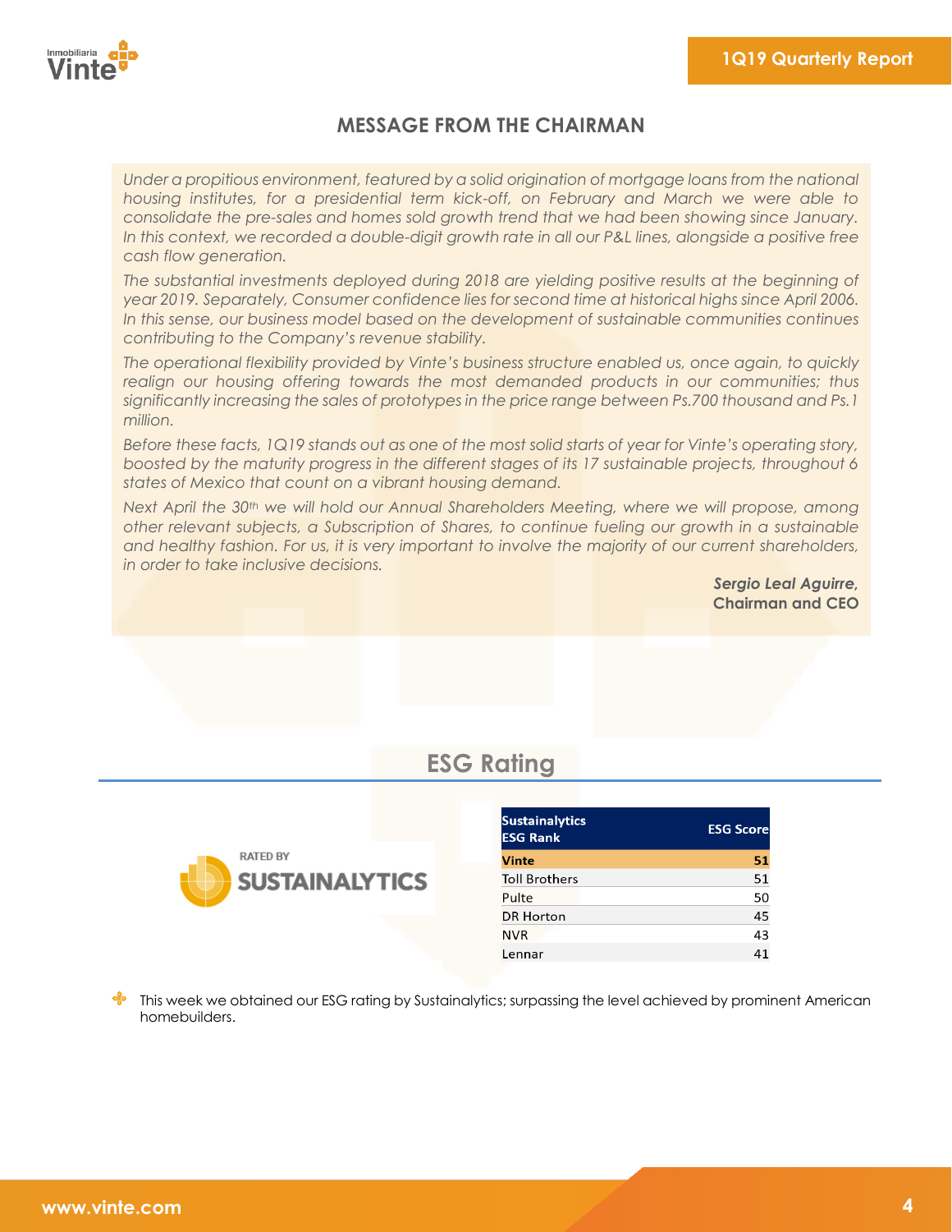## MESSAGE FROM THE CHAIRMAN

*Under a propitious environment, featured by a solid origination of mortgage loans from the national housing institutes, for a presidential term kick-off, on February and March we were able to consolidate the pre-sales and homes sold growth trend that we had been showing since January. In this context, we recorded a double-digit growth rate in all our P&L lines, alongside a positive free cash flow generation.*

*The substantial investments deployed during 2018 are yielding positive results at the beginning of year 2019. Separately, Consumer confidence lies for second time at historical highs since April 2006. In this sense, our business model based on the development of sustainable communities continues contributing to the Company's revenue stability.*

*The operational flexibility provided by Vinte's business structure enabled us, once again, to quickly realign our housing offering towards the most demanded products in our communities; thus significantly increasing the sales of prototypes in the price range between Ps.700 thousand and Ps.1 million.*

*Before these facts, 1Q19 stands out as one of the most solid starts of year for Vinte's operating story, boosted by the maturity progress in the different stages of its 17 sustainable projects, throughout 6 states of Mexico that count on a vibrant housing demand.*

*Next April the 30th we will hold our Annual Shareholders Meeting, where we will propose, among other relevant subjects, a Subscription of Shares, to continue fueling our growth in a sustainable and healthy fashion. For us, it is very important to involve the majority of our current shareholders, in order to take inclusive decisions.*

***Sergio Leal Aguirre,***
**Chairman and CEO**

## ESG Rating

RATED BY SUSTAINALYTICS

| Sustainalytics ESG Rank | ESG Score |
|---|---|
| **Vinte** | **51** |
| Toll Brothers | 51 |
| Pulte | 50 |
| DR Horton | 45 |
| NVR | 43 |
| Lennar | 41 |

- This week we obtained our ESG rating by Sustainalytics; surpassing the level achieved by prominent American homebuilders.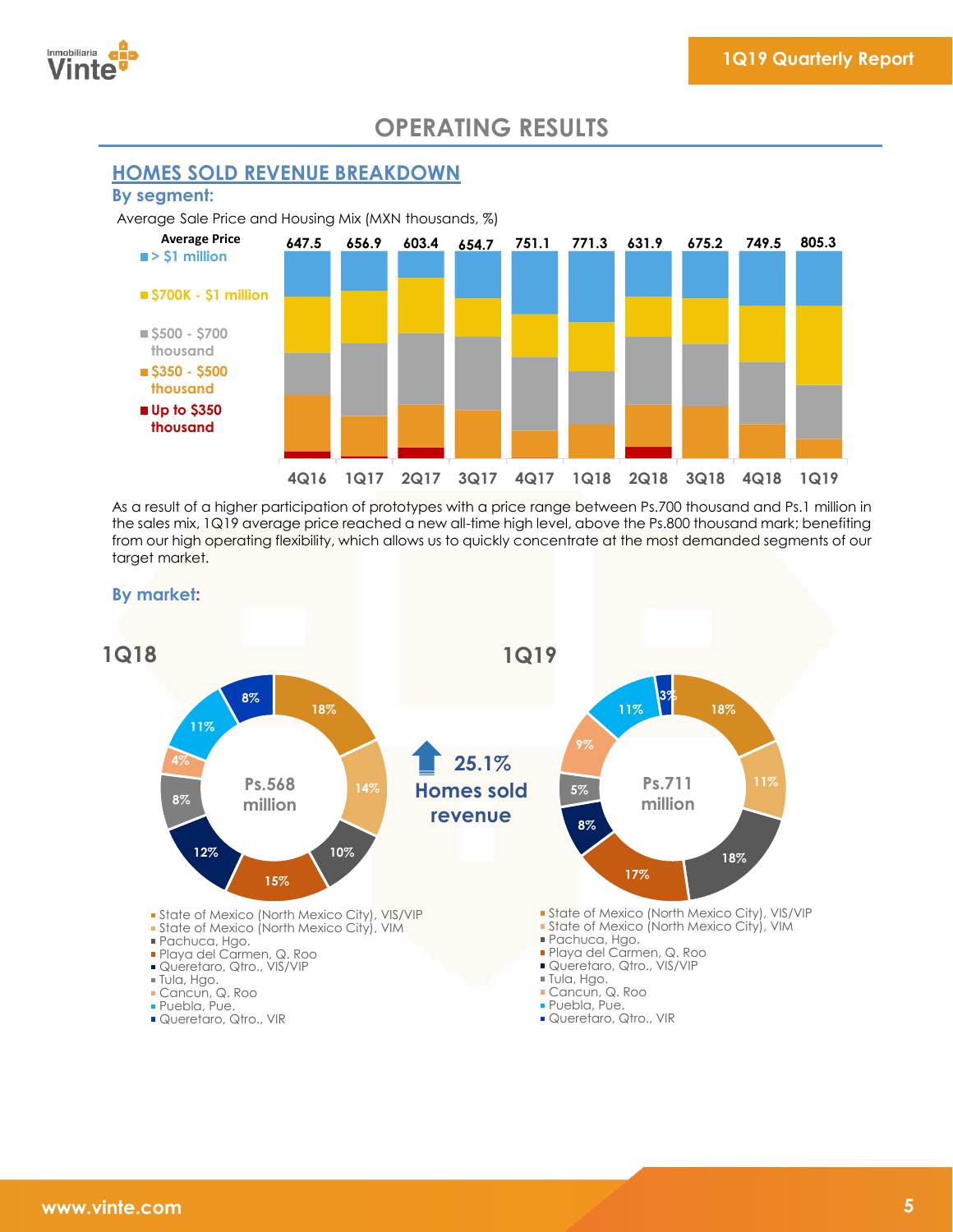# OPERATING RESULTS

## HOMES SOLD REVENUE BREAKDOWN

### By segment:

Average Sale Price and Housing Mix (MXN thousands, %)

| | 4Q16 | 1Q17 | 2Q17 | 3Q17 | 4Q17 | 1Q18 | 2Q18 | 3Q18 | 4Q18 | 1Q19 |
|---|---|---|---|---|---|---|---|---|---|---|
| Average Price | 647.5 | 656.9 | 603.4 | 654.7 | 751.1 | 771.3 | 631.9 | 675.2 | 749.5 | 805.3 |

Legend: > $1 million; $700K - $1 million; $500 - $700 thousand; $350 - $500 thousand; Up to $350 thousand

As a result of a higher participation of prototypes with a price range between Ps.700 thousand and Ps.1 million in the sales mix, 1Q19 average price reached a new all-time high level, above the Ps.800 thousand mark; benefiting from our high operating flexibility, which allows us to quickly concentrate at the most demanded segments of our target market.

### By market:

**25.1% Homes sold revenue**

| Market | 1Q18 (Ps.568 million) | 1Q19 (Ps.711 million) |
|---|---|---|
| State of Mexico (North Mexico City), VIS/VIP | 18% | 18% |
| State of Mexico (North Mexico City), VIM | 14% | 11% |
| Pachuca, Hgo. | 10% | 18% |
| Playa del Carmen, Q. Roo | 15% | 17% |
| Queretaro, Qtro., VIS/VIP | 12% | 8% |
| Tula, Hgo. | 8% | 5% |
| Cancun, Q. Roo | 4% | 9% |
| Puebla, Pue. | 11% | 11% |
| Queretaro, Qtro., VIR | 8% | 3% |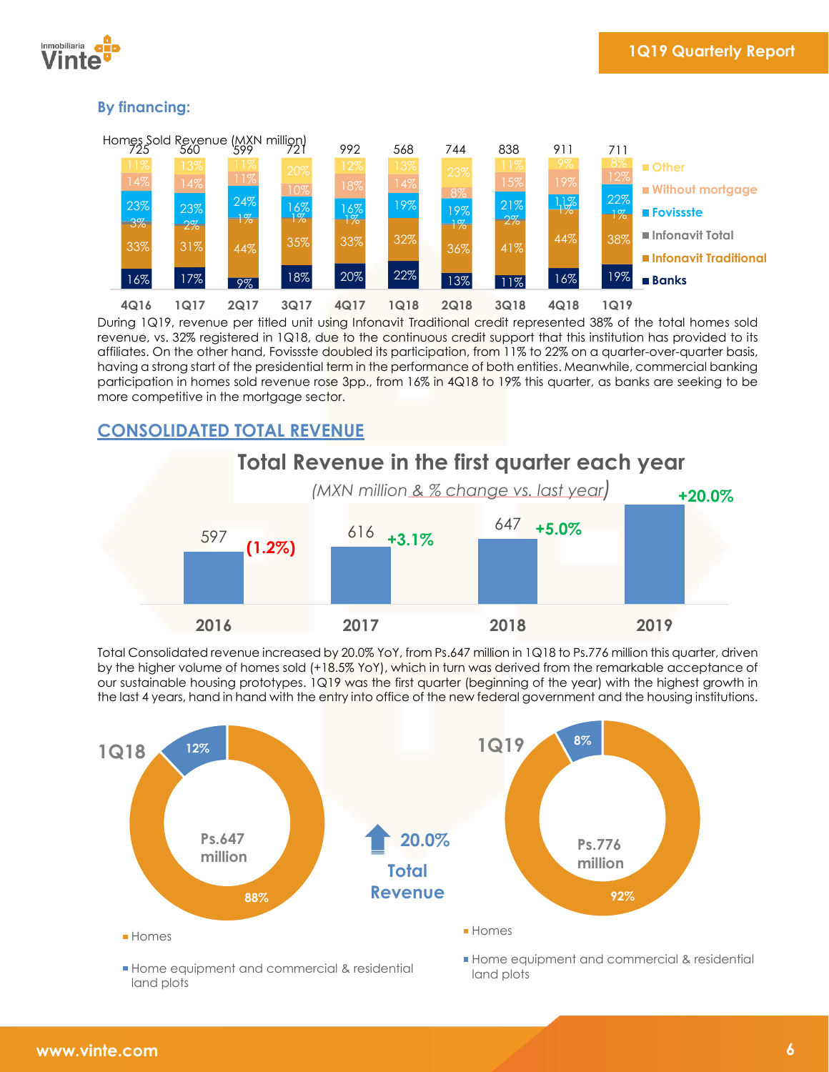**By financing:**

Homes Sold Revenue (MXN million)

| | 4Q16 | 1Q17 | 2Q17 | 3Q17 | 4Q17 | 1Q18 | 2Q18 | 3Q18 | 4Q18 | 1Q19 |
|---|---|---|---|---|---|---|---|---|---|---|
| Total | 725 | 560 | 599 | 721 | 992 | 568 | 744 | 838 | 911 | 711 |
| Other | 11% | 13% | 11% | 20% | 12% | 13% | 23% | 11% | 9% | 8% |
| Without mortgage | 14% | 14% | 11% | 10% | 18% | 14% | 8% | 15% | 19% | 12% |
| Fovissste | 23% | 23% | 24% | 16% | 16% | 19% | 19% | 21% | 11% | 22% |
| Infonavit Total | 3% | 2% | 1% | 1% | 1% | | 1% | 2% | 1% | 1% |
| Infonavit Traditional | 33% | 31% | 44% | 35% | 33% | 32% | 36% | 41% | 44% | 38% |
| Banks | 16% | 17% | 9% | 18% | 20% | 22% | 13% | 11% | 16% | 19% |

During 1Q19, revenue per titled unit using Infonavit Traditional credit represented 38% of the total homes sold revenue, vs. 32% registered in 1Q18, due to the continuous credit support that this institution has provided to its affiliates. On the other hand, Fovissste doubled its participation, from 11% to 22% on a quarter-over-quarter basis, having a strong start of the presidential term in the performance of both entities. Meanwhile, commercial banking participation in homes sold revenue rose 3pp., from 16% in 4Q18 to 19% this quarter, as banks are seeking to be more competitive in the mortgage sector.

## CONSOLIDATED TOTAL REVENUE

**Total Revenue in the first quarter each year**

*(MXN million & % change vs. last year)*

| Year | Total Revenue | % change |
|---|---|---|
| 2016 | 597 | (1.2%) |
| 2017 | 616 | +3.1% |
| 2018 | 647 | +5.0% |
| 2019 | | +20.0% |

Total Consolidated revenue increased by 20.0% YoY, from Ps.647 million in 1Q18 to Ps.776 million this quarter, driven by the higher volume of homes sold (+18.5% YoY), which in turn was derived from the remarkable acceptance of our sustainable housing prototypes. 1Q19 was the first quarter (beginning of the year) with the highest growth in the last 4 years, hand in hand with the entry into office of the new federal government and the housing institutions.

| | 1Q18 | 1Q19 |
|---|---|---|
| Total | Ps.647 million | Ps.776 million |
| Homes | 88% | 92% |
| Home equipment and commercial & residential land plots | 12% | 8% |

20.0% Total Revenue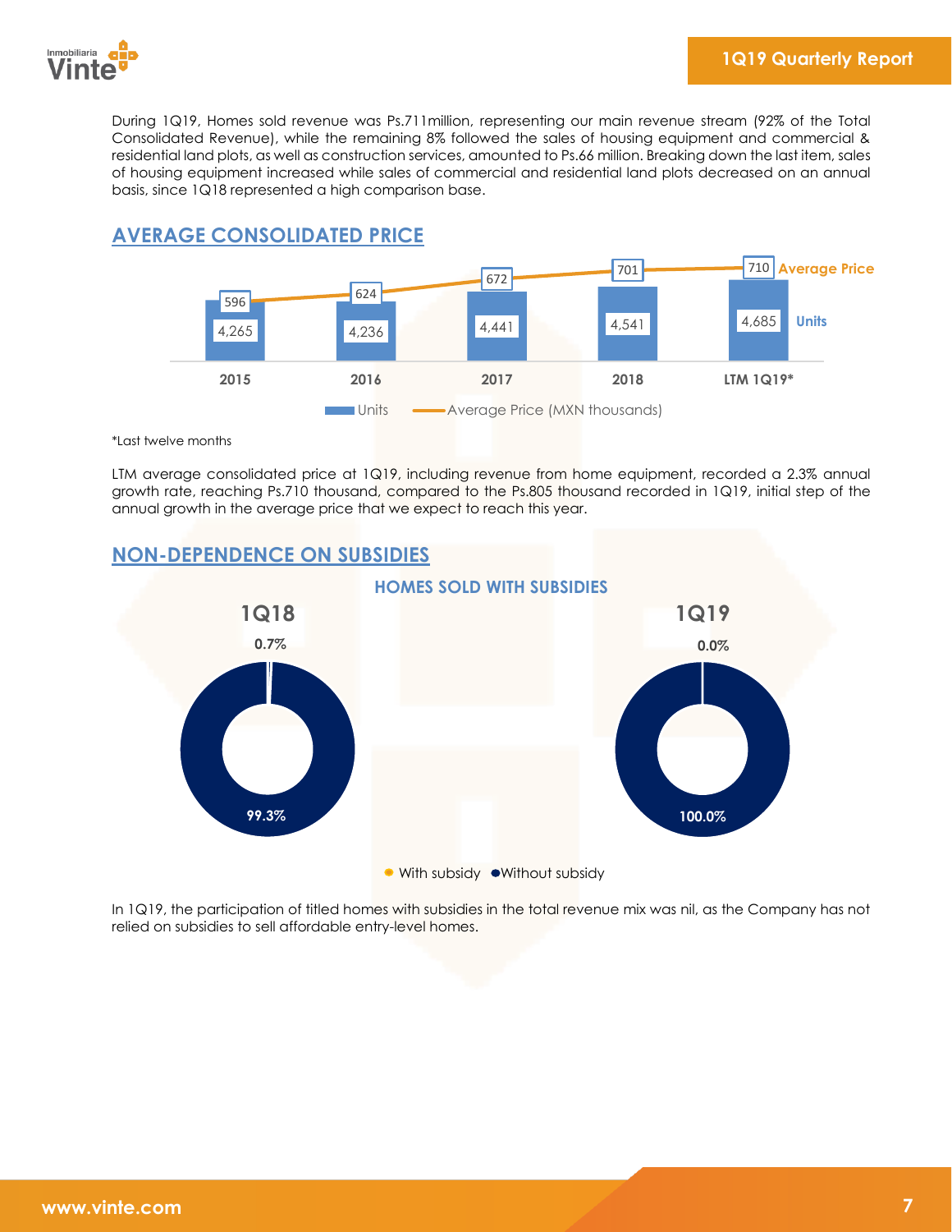During 1Q19, Homes sold revenue was Ps.711million, representing our main revenue stream (92% of the Total Consolidated Revenue), while the remaining 8% followed the sales of housing equipment and commercial & residential land plots, as well as construction services, amounted to Ps.66 million. Breaking down the last item, sales of housing equipment increased while sales of commercial and residential land plots decreased on an annual basis, since 1Q18 represented a high comparison base.

## AVERAGE CONSOLIDATED PRICE

| | 2015 | 2016 | 2017 | 2018 | LTM 1Q19* |
|---|---|---|---|---|---|
| Units | 4,265 | 4,236 | 4,441 | 4,541 | 4,685 |
| Average Price (MXN thousands) | 596 | 624 | 672 | 701 | 710 |

*Last twelve months

LTM average consolidated price at 1Q19, including revenue from home equipment, recorded a 2.3% annual growth rate, reaching Ps.710 thousand, compared to the Ps.805 thousand recorded in 1Q19, initial step of the annual growth in the average price that we expect to reach this year.

## NON-DEPENDENCE ON SUBSIDIES

### HOMES SOLD WITH SUBSIDIES

| | 1Q18 | 1Q19 |
|---|---|---|
| With subsidy | 0.7% | 0.0% |
| Without subsidy | 99.3% | 100.0% |

In 1Q19, the participation of titled homes with subsidies in the total revenue mix was nil, as the Company has not relied on subsidies to sell affordable entry-level homes.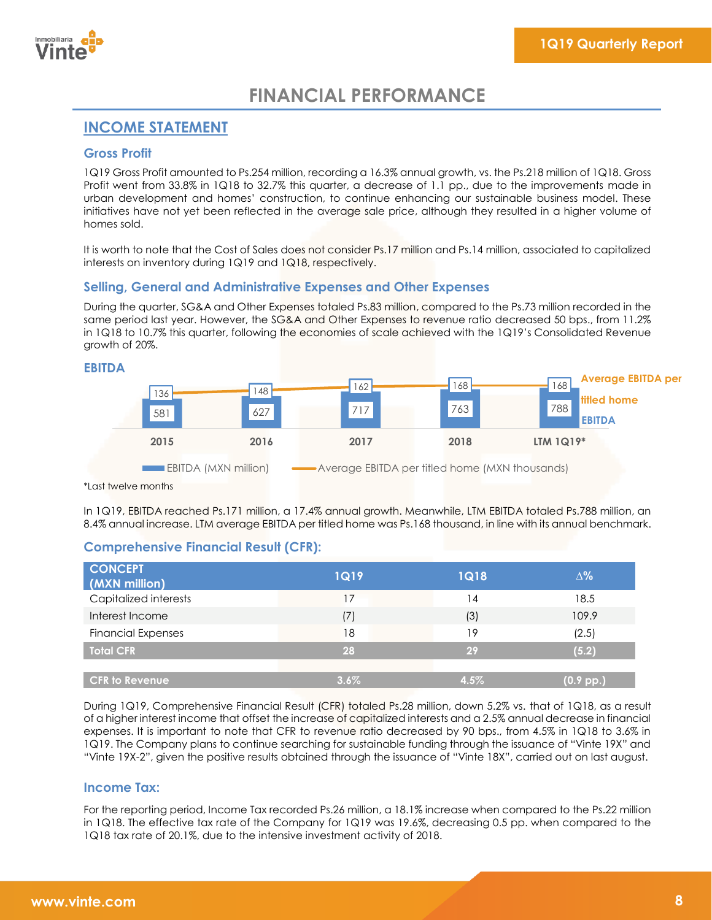# FINANCIAL PERFORMANCE

## INCOME STATEMENT

### Gross Profit

1Q19 Gross Profit amounted to Ps.254 million, recording a 16.3% annual growth, vs. the Ps.218 million of 1Q18. Gross Profit went from 33.8% in 1Q18 to 32.7% this quarter, a decrease of 1.1 pp., due to the improvements made in urban development and homes' construction, to continue enhancing our sustainable business model. These initiatives have not yet been reflected in the average sale price, although they resulted in a higher volume of homes sold.

It is worth to note that the Cost of Sales does not consider Ps.17 million and Ps.14 million, associated to capitalized interests on inventory during 1Q19 and 1Q18, respectively.

### Selling, General and Administrative Expenses and Other Expenses

During the quarter, SG&A and Other Expenses totaled Ps.83 million, compared to the Ps.73 million recorded in the same period last year. However, the SG&A and Other Expenses to revenue ratio decreased 50 bps., from 11.2% in 1Q18 to 10.7% this quarter, following the economies of scale achieved with the 1Q19's Consolidated Revenue growth of 20%.

### EBITDA

| | 2015 | 2016 | 2017 | 2018 | LTM 1Q19* |
|---|---|---|---|---|---|
| EBITDA (MXN million) | 581 | 627 | 717 | 763 | 788 |
| Average EBITDA per titled home (MXN thousands) | 136 | 148 | 162 | 168 | 168 |

*Last twelve months

In 1Q19, EBITDA reached Ps.171 million, a 17.4% annual growth. Meanwhile, LTM EBITDA totaled Ps.788 million, an 8.4% annual increase. LTM average EBITDA per titled home was Ps.168 thousand, in line with its annual benchmark.

### Comprehensive Financial Result (CFR):

| CONCEPT (MXN million) | 1Q19 | 1Q18 | Δ% |
|---|---|---|---|
| Capitalized interests | 17 | 14 | 18.5 |
| Interest Income | (7) | (3) | 109.9 |
| Financial Expenses | 18 | 19 | (2.5) |
| **Total CFR** | **28** | **29** | **(5.2)** |
| | | | |
| **CFR to Revenue** | **3.6%** | **4.5%** | **(0.9 pp.)** |

During 1Q19, Comprehensive Financial Result (CFR) totaled Ps.28 million, down 5.2% vs. that of 1Q18, as a result of a higher interest income that offset the increase of capitalized interests and a 2.5% annual decrease in financial expenses. It is important to note that CFR to revenue ratio decreased by 90 bps., from 4.5% in 1Q18 to 3.6% in 1Q19. The Company plans to continue searching for sustainable funding through the issuance of "Vinte 19X" and "Vinte 19X-2", given the positive results obtained through the issuance of "Vinte 18X", carried out on last august.

### Income Tax:

For the reporting period, Income Tax recorded Ps.26 million, a 18.1% increase when compared to the Ps.22 million in 1Q18. The effective tax rate of the Company for 1Q19 was 19.6%, decreasing 0.5 pp. when compared to the 1Q18 tax rate of 20.1%, due to the intensive investment activity of 2018.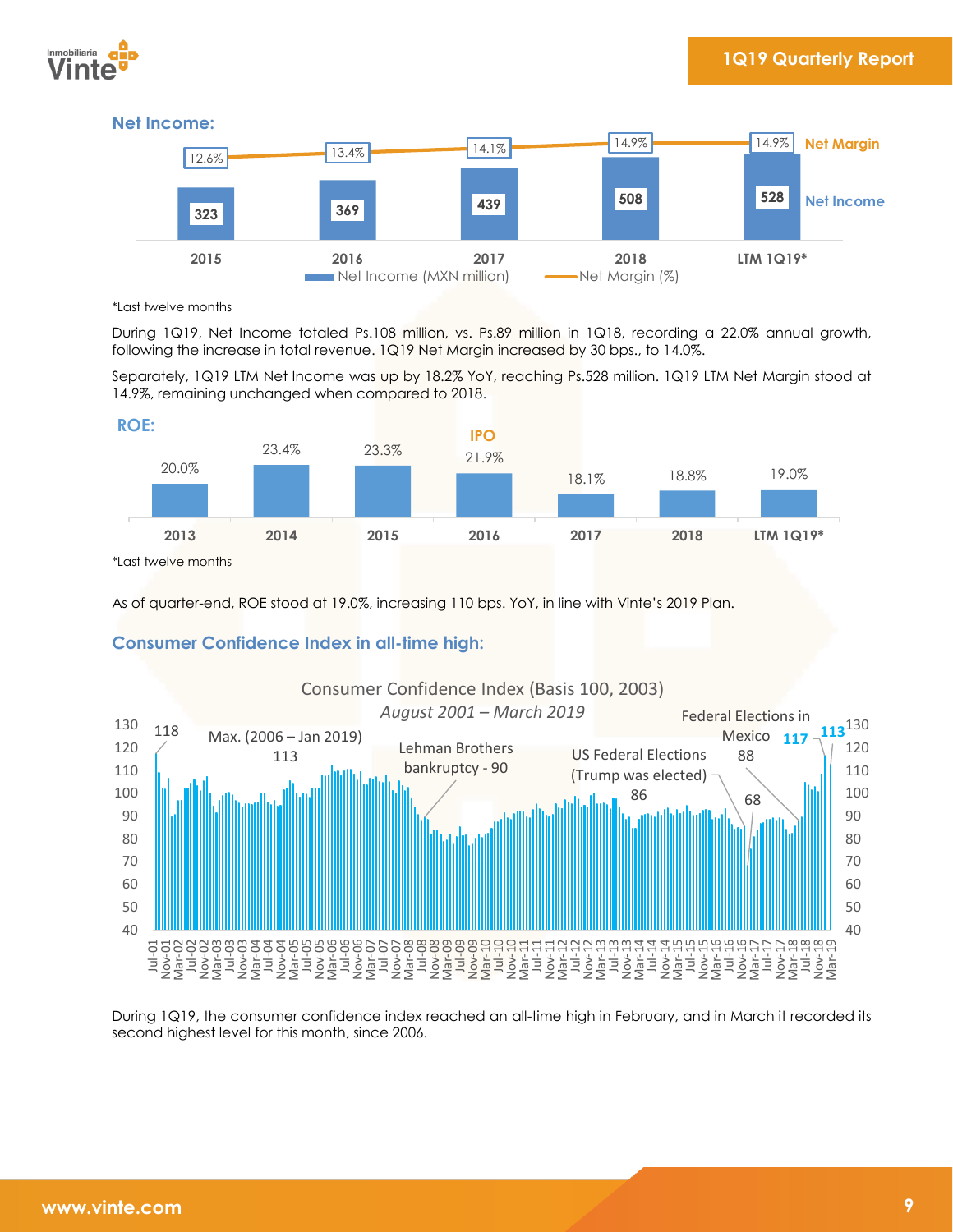### Net Income:

| | 2015 | 2016 | 2017 | 2018 | LTM 1Q19* |
|---|---|---|---|---|---|
| Net Income (MXN million) | 323 | 369 | 439 | 508 | 528 |
| Net Margin (%) | 12.6% | 13.4% | 14.1% | 14.9% | 14.9% |

*Last twelve months

During 1Q19, Net Income totaled Ps.108 million, vs. Ps.89 million in 1Q18, recording a 22.0% annual growth, following the increase in total revenue. 1Q19 Net Margin increased by 30 bps., to 14.0%.

Separately, 1Q19 LTM Net Income was up by 18.2% YoY, reaching Ps.528 million. 1Q19 LTM Net Margin stood at 14.9%, remaining unchanged when compared to 2018.

### ROE:

| 2013 | 2014 | 2015 | 2016 (IPO) | 2017 | 2018 | LTM 1Q19* |
|---|---|---|---|---|---|---|
| 20.0% | 23.4% | 23.3% | 21.9% | 18.1% | 18.8% | 19.0% |

*Last twelve months

As of quarter-end, ROE stood at 19.0%, increasing 110 bps. YoY, in line with Vinte's 2019 Plan.

### Consumer Confidence Index in all-time high:

Consumer Confidence Index (Basis 100, 2003)
*August 2001 – March 2019*

Annotations: 118; Max. (2006 – Jan 2019) 113; Lehman Brothers bankruptcy - 90; US Federal Elections (Trump was elected) 86; 68; Federal Elections in Mexico 88; 117; 113

During 1Q19, the consumer confidence index reached an all-time high in February, and in March it recorded its second highest level for this month, since 2006.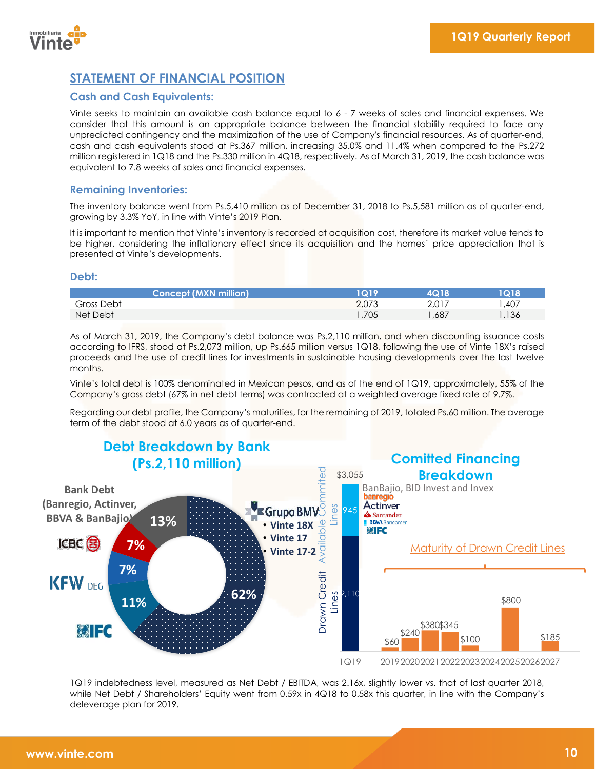## STATEMENT OF FINANCIAL POSITION

### Cash and Cash Equivalents:

Vinte seeks to maintain an available cash balance equal to 6 - 7 weeks of sales and financial expenses. We consider that this amount is an appropriate balance between the financial stability required to face any unpredicted contingency and the maximization of the use of Company's financial resources. As of quarter-end, cash and cash equivalents stood at Ps.367 million, increasing 35.0% and 11.4% when compared to the Ps.272 million registered in 1Q18 and the Ps.330 million in 4Q18, respectively. As of March 31, 2019, the cash balance was equivalent to 7.8 weeks of sales and financial expenses.

### Remaining Inventories:

The inventory balance went from Ps.5,410 million as of December 31, 2018 to Ps.5,581 million as of quarter-end, growing by 3.3% YoY, in line with Vinte's 2019 Plan.

It is important to mention that Vinte's inventory is recorded at acquisition cost, therefore its market value tends to be higher, considering the inflationary effect since its acquisition and the homes' price appreciation that is presented at Vinte's developments.

### Debt:

| Concept (MXN million) | 1Q19 | 4Q18 | 1Q18 |
|---|---|---|---|
| Gross Debt | 2,073 | 2,017 | 1,407 |
| Net Debt | 1,705 | 1,687 | 1,136 |

As of March 31, 2019, the Company's debt balance was Ps.2,110 million, and when discounting issuance costs according to IFRS, stood at Ps.2,073 million, up Ps.665 million versus 1Q18, following the use of Vinte 18X's raised proceeds and the use of credit lines for investments in sustainable housing developments over the last twelve months.

Vinte's total debt is 100% denominated in Mexican pesos, and as of the end of 1Q19, approximately, 55% of the Company's gross debt (67% in net debt terms) was contracted at a weighted average fixed rate of 9.7%.

Regarding our debt profile, the Company's maturities, for the remaining of 2019, totaled Ps.60 million. The average term of the debt stood at 6.0 years as of quarter-end.

**Debt Breakdown by Bank (Ps.2,110 million)**

- Grupo BMV (Vinte 18X, Vinte 17, Vinte 17-2): 62%
- Bank Debt (Banregio, Actinver, BBVA & BanBajio): 13%
- ICBC: 7%
- KFW DEG: 7%
- IFC: 11%

**Comitted Financing Breakdown**

$3,055 total (1Q19): Drawn Credit Lines 2,110; Available Commited Lines 945 (BanBajio, BID Invest and Invex)

Banregio, Actinver, Santander, BBVA Bancomer, IFC

Maturity of Drawn Credit Lines

| 2019 | 2020 | 2021 | 2022 | 2023 | 2024 | 2025 | 2026 | 2027 |
|---|---|---|---|---|---|---|---|---|
| $60 | $240 | $380 | $345 | $100 | | $800 | | $185 |

1Q19 indebtedness level, measured as Net Debt / EBITDA, was 2.16x, slightly lower vs. that of last quarter 2018, while Net Debt / Shareholders' Equity went from 0.59x in 4Q18 to 0.58x this quarter, in line with the Company's deleverage plan for 2019.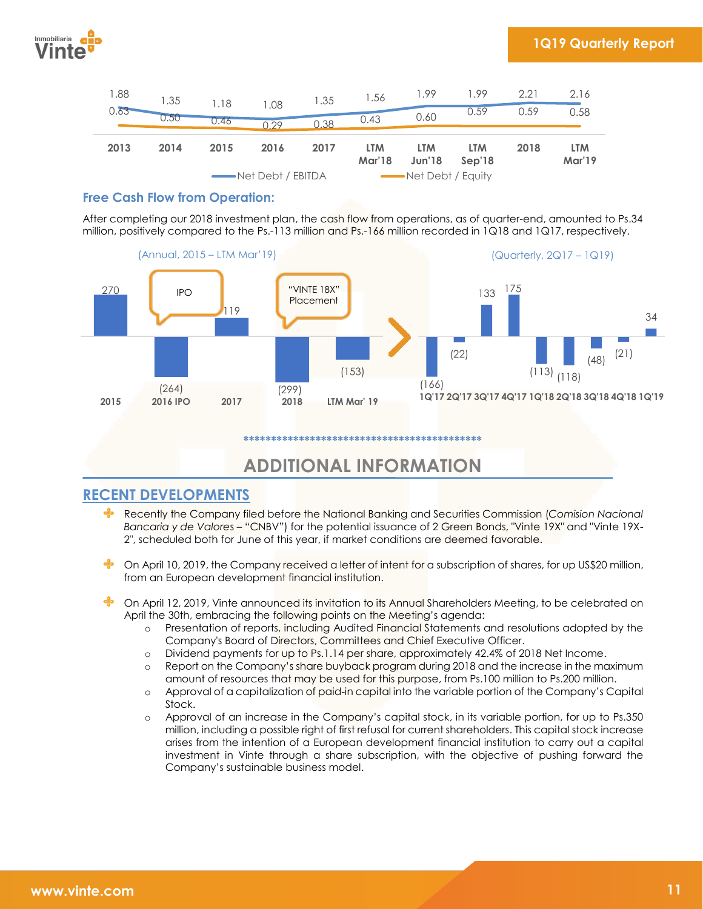| | 2013 | 2014 | 2015 | 2016 | 2017 | LTM Mar'18 | LTM Jun'18 | LTM Sep'18 | 2018 | LTM Mar'19 |
|---|---|---|---|---|---|---|---|---|---|---|
| Net Debt / EBITDA | 1.88 | 1.35 | 1.18 | 1.08 | 1.35 | 1.56 | 1.99 | 1.99 | 2.21 | 2.16 |
| Net Debt / Equity | 0.63 | 0.50 | 0.46 | 0.29 | 0.38 | 0.43 | 0.60 | 0.59 | 0.59 | 0.58 |

### Free Cash Flow from Operation:

After completing our 2018 investment plan, the cash flow from operations, as of quarter-end, amounted to Ps.34 million, positively compared to the Ps.-113 million and Ps.-166 million recorded in 1Q18 and 1Q17, respectively.

(Annual, 2015 – LTM Mar'19)

| 2015 | 2016 IPO | 2017 | 2018 | LTM Mar' 19 |
|---|---|---|---|---|
| 270 | (264) | 119 | (299) | (153) |

(2016: IPO; 2018: "VINTE 18X" Placement)

(Quarterly, 2Q17 – 1Q19)

| 1Q'17 | 2Q'17 | 3Q'17 | 4Q'17 | 1Q'18 | 2Q'18 | 3Q'18 | 4Q'18 | 1Q'19 |
|---|---|---|---|---|---|---|---|---|
| (166) | (22) | 133 | 175 | (113) | (118) | (48) | (21) | 34 |

\*\*\*\*\*\*\*\*\*\*\*\*\*\*\*\*\*\*\*\*\*\*\*\*\*\*\*\*\*\*\*\*\*\*\*\*\*\*\*\*\*\*\*\*\*

## ADDITIONAL INFORMATION

### RECENT DEVELOPMENTS

- Recently the Company filed before the National Banking and Securities Commission (*Comision Nacional Bancaria y de Valores* – "CNBV") for the potential issuance of 2 Green Bonds, "Vinte 19X" and "Vinte 19X-2", scheduled both for June of this year, if market conditions are deemed favorable.

- On April 10, 2019, the Company received a letter of intent for a subscription of shares, for up US$20 million, from an European development financial institution.

- On April 12, 2019, Vinte announced its invitation to its Annual Shareholders Meeting, to be celebrated on April the 30th, embracing the following points on the Meeting's agenda:
  - Presentation of reports, including Audited Financial Statements and resolutions adopted by the Company's Board of Directors, Committees and Chief Executive Officer.
  - Dividend payments for up to Ps.1.14 per share, approximately 42.4% of 2018 Net Income.
  - Report on the Company's share buyback program during 2018 and the increase in the maximum amount of resources that may be used for this purpose, from Ps.100 million to Ps.200 million.
  - Approval of a capitalization of paid-in capital into the variable portion of the Company's Capital Stock.
  - Approval of an increase in the Company's capital stock, in its variable portion, for up to Ps.350 million, including a possible right of first refusal for current shareholders. This capital stock increase arises from the intention of a European development financial institution to carry out a capital investment in Vinte through a share subscription, with the objective of pushing forward the Company's sustainable business model.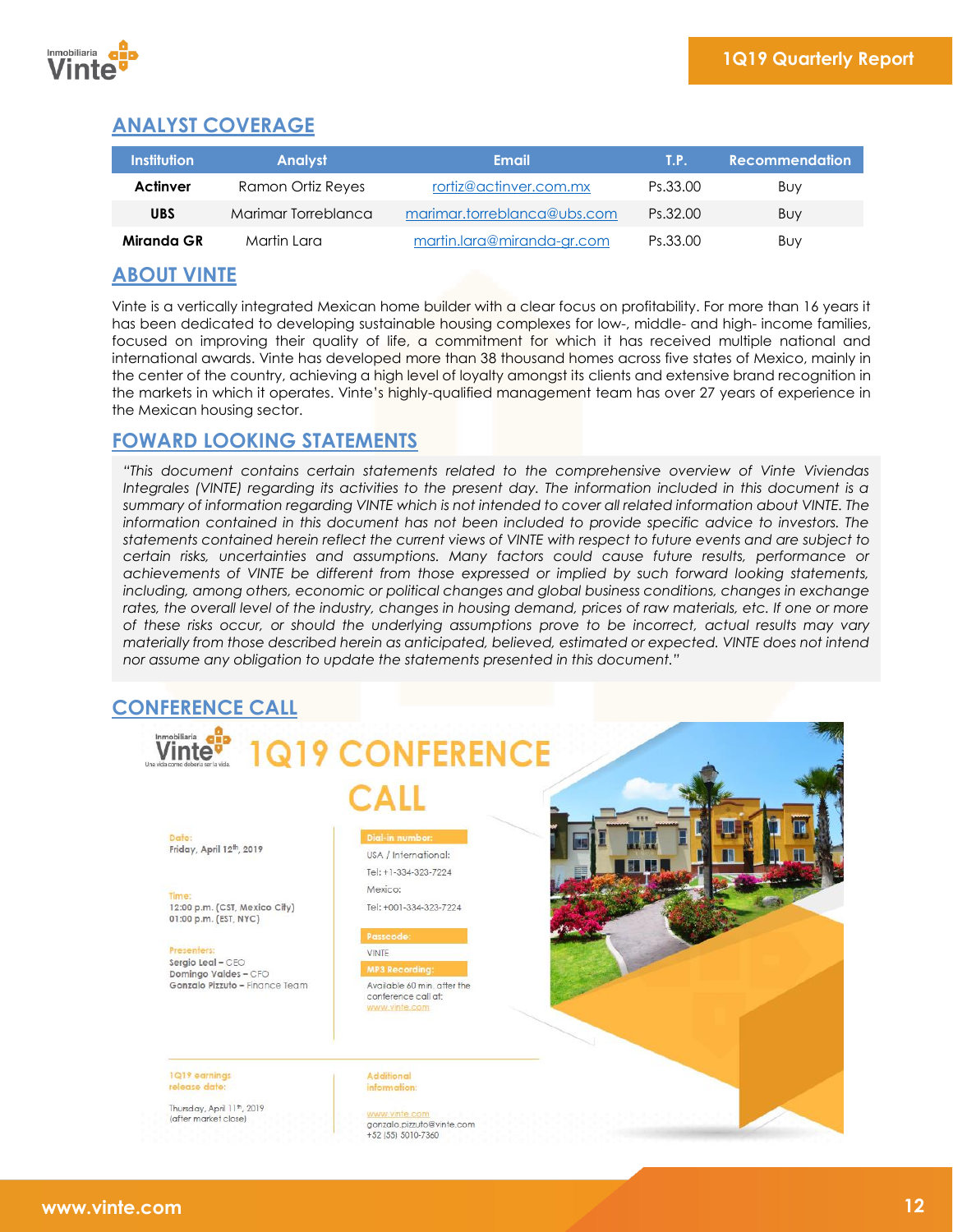## ANALYST COVERAGE

| Institution | Analyst | Email | T.P. | Recommendation |
|---|---|---|---|---|
| **Actinver** | Ramon Ortiz Reyes | rortiz@actinver.com.mx | Ps.33.00 | Buy |
| **UBS** | Marimar Torreblanca | marimar.torreblanca@ubs.com | Ps.32.00 | Buy |
| **Miranda GR** | Martin Lara | martin.lara@miranda-gr.com | Ps.33.00 | Buy |

## ABOUT VINTE

Vinte is a vertically integrated Mexican home builder with a clear focus on profitability. For more than 16 years it has been dedicated to developing sustainable housing complexes for low-, middle- and high- income families, focused on improving their quality of life, a commitment for which it has received multiple national and international awards. Vinte has developed more than 38 thousand homes across five states of Mexico, mainly in the center of the country, achieving a high level of loyalty amongst its clients and extensive brand recognition in the markets in which it operates. Vinte's highly-qualified management team has over 27 years of experience in the Mexican housing sector.

## FOWARD LOOKING STATEMENTS

*"This document contains certain statements related to the comprehensive overview of Vinte Viviendas Integrales (VINTE) regarding its activities to the present day. The information included in this document is a summary of information regarding VINTE which is not intended to cover all related information about VINTE. The information contained in this document has not been included to provide specific advice to investors. The statements contained herein reflect the current views of VINTE with respect to future events and are subject to certain risks, uncertainties and assumptions. Many factors could cause future results, performance or achievements of VINTE be different from those expressed or implied by such forward looking statements, including, among others, economic or political changes and global business conditions, changes in exchange rates, the overall level of the industry, changes in housing demand, prices of raw materials, etc. If one or more of these risks occur, or should the underlying assumptions prove to be incorrect, actual results may vary materially from those described herein as anticipated, believed, estimated or expected. VINTE does not intend nor assume any obligation to update the statements presented in this document."*

## CONFERENCE CALL

Inmobiliaria Vinte – Una vida como debería ser la vida.

# 1Q19 CONFERENCE CALL

**Date:**
Friday, April 12th, 2019

**Time:**
12:00 p.m. (CST, Mexico City)
01:00 p.m. (EST, NYC)

**Presenters:**
Sergio Leal – CEO
Domingo Valdes – CFO
Gonzalo Pizzuto – Finance Team

**Dial-in number:**
USA / International:
Tel: +1-334-323-7224
Mexico:
Tel: +001-334-323-7224

**Passcode:**
VINTE

**MP3 Recording:**
Available 60 min. after the conference call at:
www.vinte.com

**1Q19 earnings release date:**
Thursday, April 11th, 2019
(after market close)

**Additional information:**
www.vinte.com
gonzalo.pizzuto@vinte.com
+52 (55) 5010-7360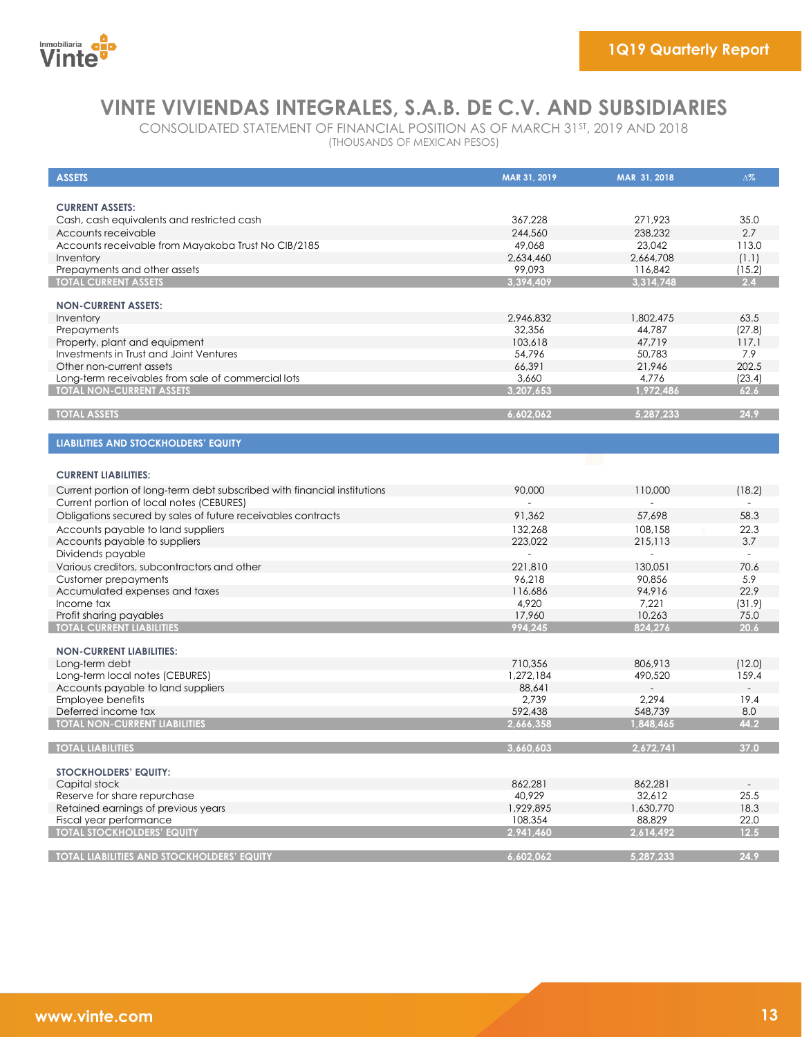# VINTE VIVIENDAS INTEGRALES, S.A.B. DE C.V. AND SUBSIDIARIES

CONSOLIDATED STATEMENT OF FINANCIAL POSITION AS OF MARCH 31ST, 2019 AND 2018

(THOUSANDS OF MEXICAN PESOS)

| ASSETS | MAR 31, 2019 | MAR 31, 2018 | Δ% |
|---|---|---|---|
| **CURRENT ASSETS:** | | | |
| Cash, cash equivalents and restricted cash | 367,228 | 271,923 | 35.0 |
| Accounts receivable | 244,560 | 238,232 | 2.7 |
| Accounts receivable from Mayakoba Trust No CIB/2185 | 49,068 | 23,042 | 113.0 |
| Inventory | 2,634,460 | 2,664,708 | (1.1) |
| Prepayments and other assets | 99,093 | 116,842 | (15.2) |
| **TOTAL CURRENT ASSETS** | **3,394,409** | **3,314,748** | **2.4** |
| **NON-CURRENT ASSETS:** | | | |
| Inventory | 2,946,832 | 1,802,475 | 63.5 |
| Prepayments | 32,356 | 44,787 | (27.8) |
| Property, plant and equipment | 103,618 | 47,719 | 117.1 |
| Investments in Trust and Joint Ventures | 54,796 | 50,783 | 7.9 |
| Other non-current assets | 66,391 | 21,946 | 202.5 |
| Long-term receivables from sale of commercial lots | 3,660 | 4,776 | (23.4) |
| **TOTAL NON-CURRENT ASSETS** | **3,207,653** | **1,972,486** | **62.6** |
| **TOTAL ASSETS** | **6,602,062** | **5,287,233** | **24.9** |

| LIABILITIES AND STOCKHOLDERS' EQUITY | MAR 31, 2019 | MAR 31, 2018 | Δ% |
|---|---|---|---|
| **CURRENT LIABILITIES:** | | | |
| Current portion of long-term debt subscribed with financial institutions | 90,000 | 110,000 | (18.2) |
| Current portion of local notes (CEBURES) | - | - | - |
| Obligations secured by sales of future receivables contracts | 91,362 | 57,698 | 58.3 |
| Accounts payable to land suppliers | 132,268 | 108,158 | 22.3 |
| Accounts payable to suppliers | 223,022 | 215,113 | 3.7 |
| Dividends payable | - | - | - |
| Various creditors, subcontractors and other | 221,810 | 130,051 | 70.6 |
| Customer prepayments | 96,218 | 90,856 | 5.9 |
| Accumulated expenses and taxes | 116,686 | 94,916 | 22.9 |
| Income tax | 4,920 | 7,221 | (31.9) |
| Profit sharing payables | 17,960 | 10,263 | 75.0 |
| **TOTAL CURRENT LIABILITIES** | **994,245** | **824,276** | **20.6** |
| **NON-CURRENT LIABILITIES:** | | | |
| Long-term debt | 710,356 | 806,913 | (12.0) |
| Long-term local notes (CEBURES) | 1,272,184 | 490,520 | 159.4 |
| Accounts payable to land suppliers | 88,641 | - | - |
| Employee benefits | 2,739 | 2,294 | 19.4 |
| Deferred income tax | 592,438 | 548,739 | 8.0 |
| **TOTAL NON-CURRENT LIABILITIES** | **2,666,358** | **1,848,465** | **44.2** |
| **TOTAL LIABILITIES** | **3,660,603** | **2,672,741** | **37.0** |
| **STOCKHOLDERS' EQUITY:** | | | |
| Capital stock | 862,281 | 862,281 | - |
| Reserve for share repurchase | 40,929 | 32,612 | 25.5 |
| Retained earnings of previous years | 1,929,895 | 1,630,770 | 18.3 |
| Fiscal year performance | 108,354 | 88,829 | 22.0 |
| **TOTAL STOCKHOLDERS' EQUITY** | **2,941,460** | **2,614,492** | **12.5** |
| **TOTAL LIABILITIES AND STOCKHOLDERS' EQUITY** | **6,602,062** | **5,287,233** | **24.9** |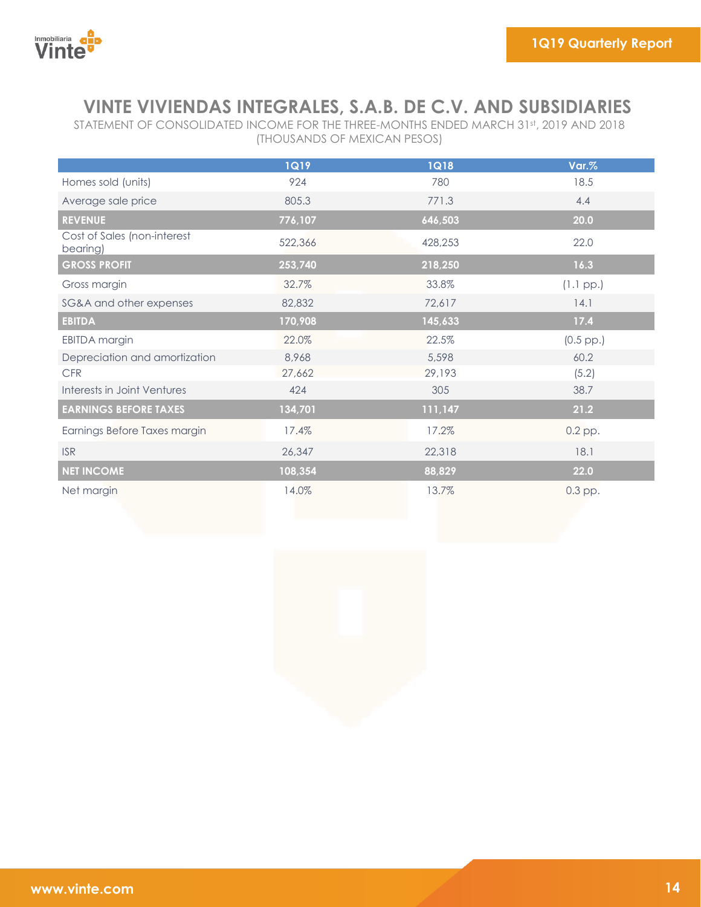# VINTE VIVIENDAS INTEGRALES, S.A.B. DE C.V. AND SUBSIDIARIES

STATEMENT OF CONSOLIDATED INCOME FOR THE THREE-MONTHS ENDED MARCH 31st, 2019 AND 2018
(THOUSANDS OF MEXICAN PESOS)

| | 1Q19 | 1Q18 | Var.% |
|---|---|---|---|
| Homes sold (units) | 924 | 780 | 18.5 |
| Average sale price | 805.3 | 771.3 | 4.4 |
| **REVENUE** | **776,107** | **646,503** | **20.0** |
| Cost of Sales (non-interest bearing) | 522,366 | 428,253 | 22.0 |
| **GROSS PROFIT** | **253,740** | **218,250** | **16.3** |
| Gross margin | 32.7% | 33.8% | (1.1 pp.) |
| SG&A and other expenses | 82,832 | 72,617 | 14.1 |
| **EBITDA** | **170,908** | **145,633** | **17.4** |
| EBITDA margin | 22.0% | 22.5% | (0.5 pp.) |
| Depreciation and amortization | 8,968 | 5,598 | 60.2 |
| CFR | 27,662 | 29,193 | (5.2) |
| Interests in Joint Ventures | 424 | 305 | 38.7 |
| **EARNINGS BEFORE TAXES** | **134,701** | **111,147** | **21.2** |
| Earnings Before Taxes margin | 17.4% | 17.2% | 0.2 pp. |
| ISR | 26,347 | 22,318 | 18.1 |
| **NET INCOME** | **108,354** | **88,829** | **22.0** |
| Net margin | 14.0% | 13.7% | 0.3 pp. |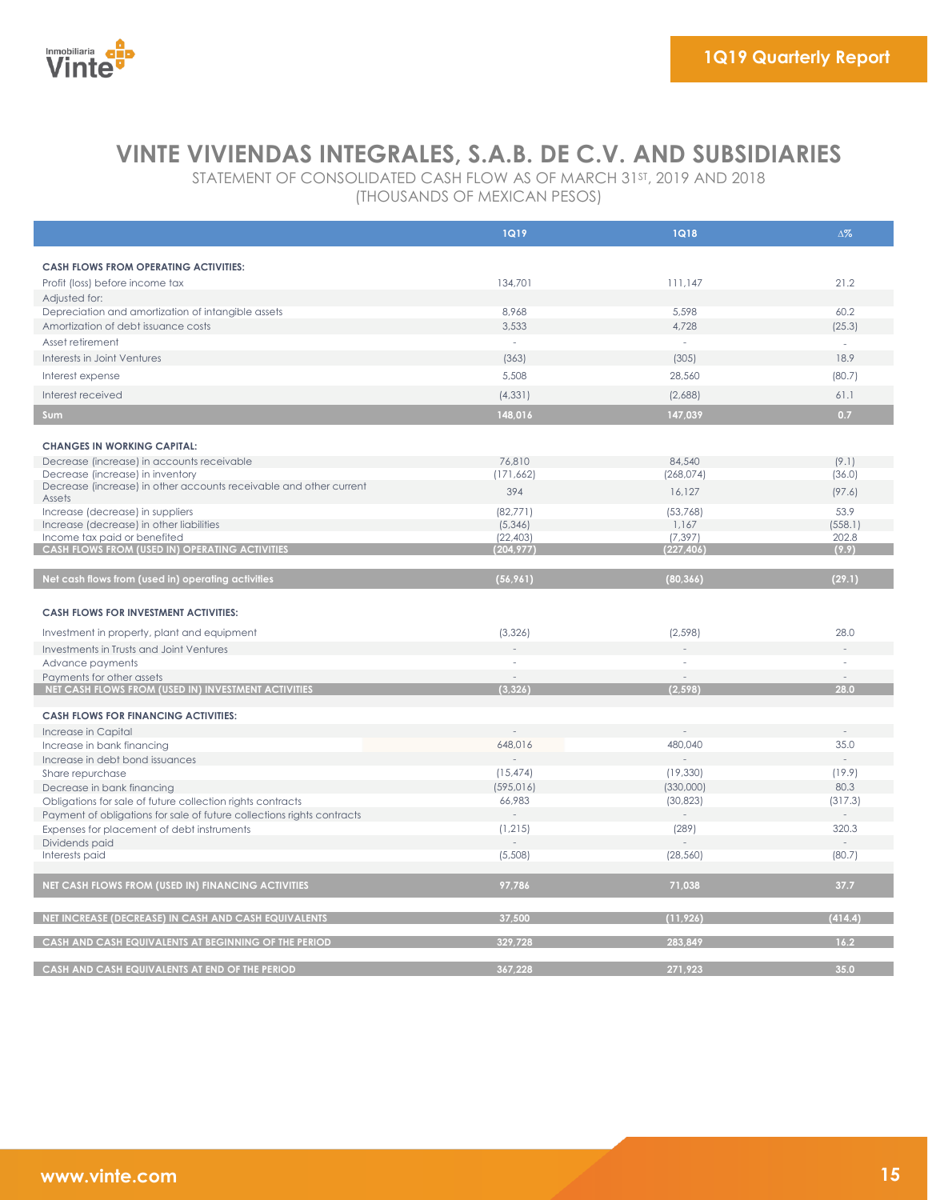# VINTE VIVIENDAS INTEGRALES, S.A.B. DE C.V. AND SUBSIDIARIES

STATEMENT OF CONSOLIDATED CASH FLOW AS OF MARCH 31ST, 2019 AND 2018
(THOUSANDS OF MEXICAN PESOS)

| | 1Q19 | 1Q18 | Δ% |
|---|---|---|---|
| **CASH FLOWS FROM OPERATING ACTIVITIES:** | | | |
| Profit (loss) before income tax | 134,701 | 111,147 | 21.2 |
| Adjusted for: | | | |
| Depreciation and amortization of intangible assets | 8,968 | 5,598 | 60.2 |
| Amortization of debt issuance costs | 3,533 | 4,728 | (25.3) |
| Asset retirement | - | - | - |
| Interests in Joint Ventures | (363) | (305) | 18.9 |
| Interest expense | 5,508 | 28,560 | (80.7) |
| Interest received | (4,331) | (2,688) | 61.1 |
| **Sum** | **148,016** | **147,039** | **0.7** |
| **CHANGES IN WORKING CAPITAL:** | | | |
| Decrease (increase) in accounts receivable | 76,810 | 84,540 | (9.1) |
| Decrease (increase) in inventory | (171,662) | (268,074) | (36.0) |
| Decrease (increase) in other accounts receivable and other current Assets | 394 | 16,127 | (97.6) |
| Increase (decrease) in suppliers | (82,771) | (53,768) | 53.9 |
| Increase (decrease) in other liabilities | (5,346) | 1,167 | (558.1) |
| Income tax paid or benefited | (22,403) | (7,397) | 202.8 |
| **CASH FLOWS FROM (USED IN) OPERATING ACTIVITIES** | **(204,977)** | **(227,406)** | **(9.9)** |
| **Net cash flows from (used in) operating activities** | **(56,961)** | **(80,366)** | **(29.1)** |
| **CASH FLOWS FOR INVESTMENT ACTIVITIES:** | | | |
| Investment in property, plant and equipment | (3,326) | (2,598) | 28.0 |
| Investments in Trusts and Joint Ventures | - | - | - |
| Advance payments | - | - | - |
| Payments for other assets | - | - | - |
| **NET CASH FLOWS FROM (USED IN) INVESTMENT ACTIVITIES** | **(3,326)** | **(2,598)** | **28.0** |
| **CASH FLOWS FOR FINANCING ACTIVITIES:** | | | |
| Increase in Capital | - | - | - |
| Increase in bank financing | 648,016 | 480,040 | 35.0 |
| Increase in debt bond issuances | - | - | - |
| Share repurchase | (15,474) | (19,330) | (19.9) |
| Decrease in bank financing | (595,016) | (330,000) | 80.3 |
| Obligations for sale of future collection rights contracts | 66,983 | (30,823) | (317.3) |
| Payment of obligations for sale of future collections rights contracts | - | - | - |
| Expenses for placement of debt instruments | (1,215) | (289) | 320.3 |
| Dividends paid | - | - | - |
| Interests paid | (5,508) | (28,560) | (80.7) |
| **NET CASH FLOWS FROM (USED IN) FINANCING ACTIVITIES** | **97,786** | **71,038** | **37.7** |
| **NET INCREASE (DECREASE) IN CASH AND CASH EQUIVALENTS** | **37,500** | **(11,926)** | **(414.4)** |
| **CASH AND CASH EQUIVALENTS AT BEGINNING OF THE PERIOD** | **329,728** | **283,849** | **16.2** |
| **CASH AND CASH EQUIVALENTS AT END OF THE PERIOD** | **367,228** | **271,923** | **35.0** |